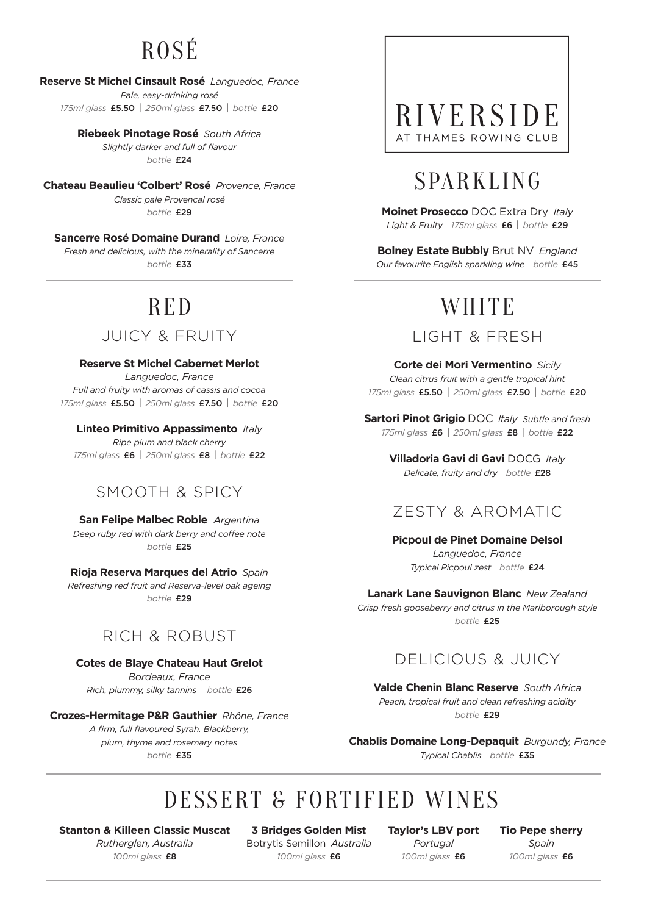# RIVERSIDE

AT THAMES ROWING CLUB

## ROSÉ

**Reserve St Michel Cinsault Rosé** *Languedoc, France*
*Pale, easy-drinking rosé*
*175ml glass* **£5.50** | *250ml glass* **£7.50** | *bottle* **£20**

**Riebeek Pinotage Rosé** *South Africa*
*Slightly darker and full of flavour*
*bottle* **£24**

**Chateau Beaulieu 'Colbert' Rosé** *Provence, France*
*Classic pale Provencal rosé*
*bottle* **£29**

**Sancerre Rosé Domaine Durand** *Loire, France*
*Fresh and delicious, with the minerality of Sancerre*
*bottle* **£33**

## SPARKLING

**Moinet Prosecco** DOC Extra Dry *Italy*
*Light & Fruity* *175ml glass* **£6** | *bottle* **£29**

**Bolney Estate Bubbly** Brut NV *England*
*Our favourite English sparkling wine* *bottle* **£45**

## RED

### JUICY & FRUITY

**Reserve St Michel Cabernet Merlot**
*Languedoc, France*
*Full and fruity with aromas of cassis and cocoa*
*175ml glass* **£5.50** | *250ml glass* **£7.50** | *bottle* **£20**

**Linteo Primitivo Appassimento** *Italy*
*Ripe plum and black cherry*
*175ml glass* **£6** | *250ml glass* **£8** | *bottle* **£22**

### SMOOTH & SPICY

**San Felipe Malbec Roble** *Argentina*
*Deep ruby red with dark berry and coffee note*
*bottle* **£25**

**Rioja Reserva Marques del Atrio** *Spain*
*Refreshing red fruit and Reserva-level oak ageing*
*bottle* **£29**

### RICH & ROBUST

**Cotes de Blaye Chateau Haut Grelot**
*Bordeaux, France*
*Rich, plummy, silky tannins* *bottle* **£26**

**Crozes-Hermitage P&R Gauthier** *Rhône, France*
*A firm, full flavoured Syrah. Blackberry, plum, thyme and rosemary notes*
*bottle* **£35**

## WHITE

### LIGHT & FRESH

**Corte dei Mori Vermentino** *Sicily*
*Clean citrus fruit with a gentle tropical hint*
*175ml glass* **£5.50** | *250ml glass* **£7.50** | *bottle* **£20**

**Sartori Pinot Grigio** DOC *Italy* *Subtle and fresh*
*175ml glass* **£6** | *250ml glass* **£8** | *bottle* **£22**

**Villadoria Gavi di Gavi** DOCG *Italy*
*Delicate, fruity and dry* *bottle* **£28**

### ZESTY & AROMATIC

**Picpoul de Pinet Domaine Delsol**
*Languedoc, France*
*Typical Picpoul zest* *bottle* **£24**

**Lanark Lane Sauvignon Blanc** *New Zealand*
*Crisp fresh gooseberry and citrus in the Marlborough style*
*bottle* **£25**

### DELICIOUS & JUICY

**Valde Chenin Blanc Reserve** *South Africa*
*Peach, tropical fruit and clean refreshing acidity*
*bottle* **£29**

**Chablis Domaine Long-Depaquit** *Burgundy, France*
*Typical Chablis* *bottle* **£35**

## DESSERT & FORTIFIED WINES

**Stanton & Killeen Classic Muscat**
*Rutherglen, Australia*
*100ml glass* **£8**

**3 Bridges Golden Mist**
Botrytis Semillon *Australia*
*100ml glass* **£6**

**Taylor's LBV port**
*Portugal*
*100ml glass* **£6**

**Tio Pepe sherry**
*Spain*
*100ml glass* **£6**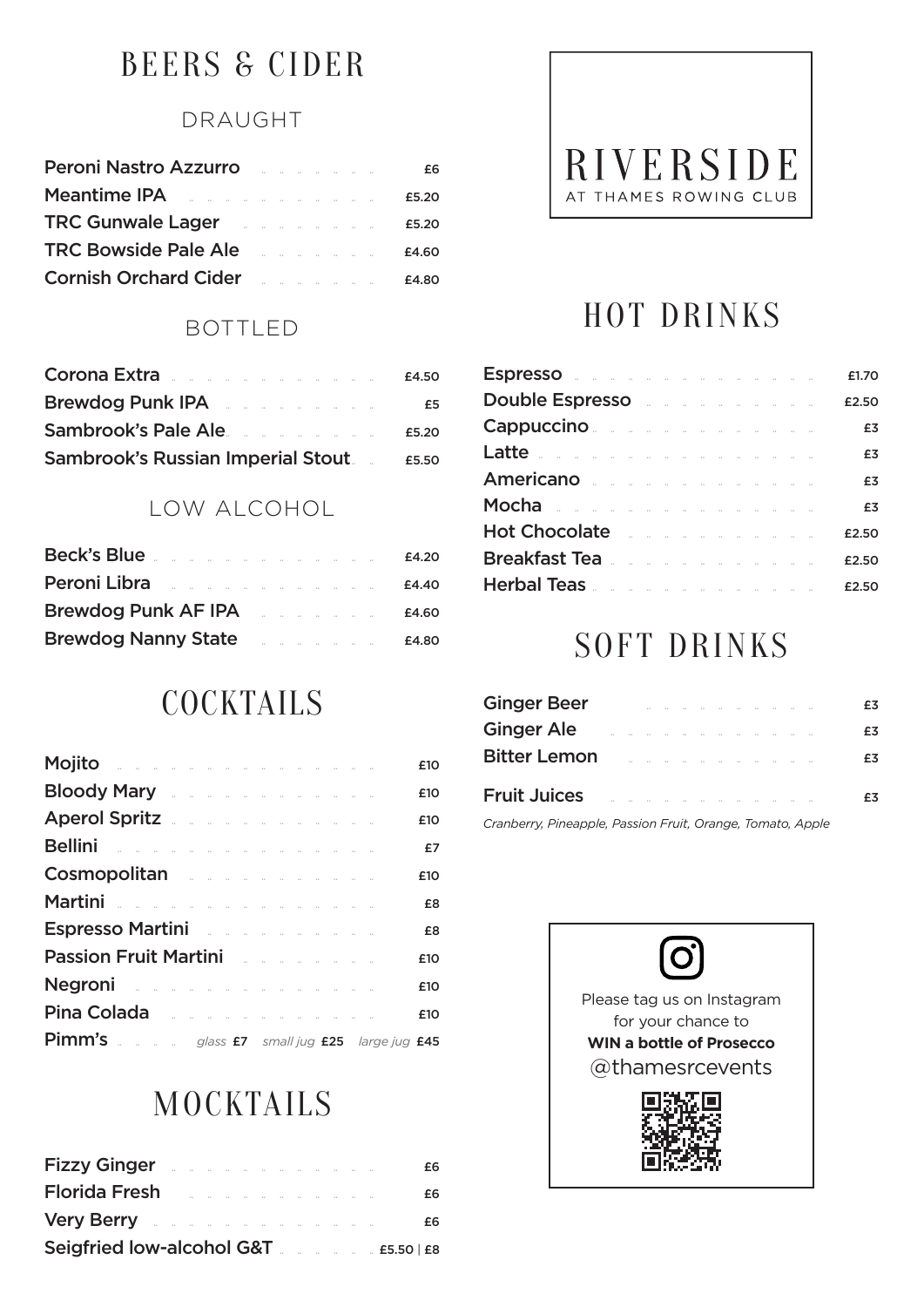# BEERS & CIDER

## DRAUGHT

| | |
|---|---|
| Peroni Nastro Azzurro | £6 |
| Meantime IPA | £5.20 |
| TRC Gunwale Lager | £5.20 |
| TRC Bowside Pale Ale | £4.60 |
| Cornish Orchard Cider | £4.80 |

## BOTTLED

| | |
|---|---|
| Corona Extra | £4.50 |
| Brewdog Punk IPA | £5 |
| Sambrook's Pale Ale | £5.20 |
| Sambrook's Russian Imperial Stout | £5.50 |

## LOW ALCOHOL

| | |
|---|---|
| Beck's Blue | £4.20 |
| Peroni Libra | £4.40 |
| Brewdog Punk AF IPA | £4.60 |
| Brewdog Nanny State | £4.80 |

# COCKTAILS

| | |
|---|---|
| Mojito | £10 |
| Bloody Mary | £10 |
| Aperol Spritz | £10 |
| Bellini | £7 |
| Cosmopolitan | £10 |
| Martini | £8 |
| Espresso Martini | £8 |
| Passion Fruit Martini | £10 |
| Negroni | £10 |
| Pina Colada | £10 |
| Pimm's | *glass* **£7** *small jug* **£25** *large jug* **£45** |

# MOCKTAILS

| | |
|---|---|
| Fizzy Ginger | £6 |
| Florida Fresh | £6 |
| Very Berry | £6 |
| Seigfried low-alcohol G&T | £5.50 \| £8 |

# RIVERSIDE
AT THAMES ROWING CLUB

# HOT DRINKS

| | |
|---|---|
| Espresso | £1.70 |
| Double Espresso | £2.50 |
| Cappuccino | £3 |
| Latte | £3 |
| Americano | £3 |
| Mocha | £3 |
| Hot Chocolate | £2.50 |
| Breakfast Tea | £2.50 |
| Herbal Teas | £2.50 |

# SOFT DRINKS

| | |
|---|---|
| Ginger Beer | £3 |
| Ginger Ale | £3 |
| Bitter Lemon | £3 |
| Fruit Juices | £3 |

*Cranberry, Pineapple, Passion Fruit, Orange, Tomato, Apple*

Please tag us on Instagram for your chance to **WIN a bottle of Prosecco**

@thamesrcevents